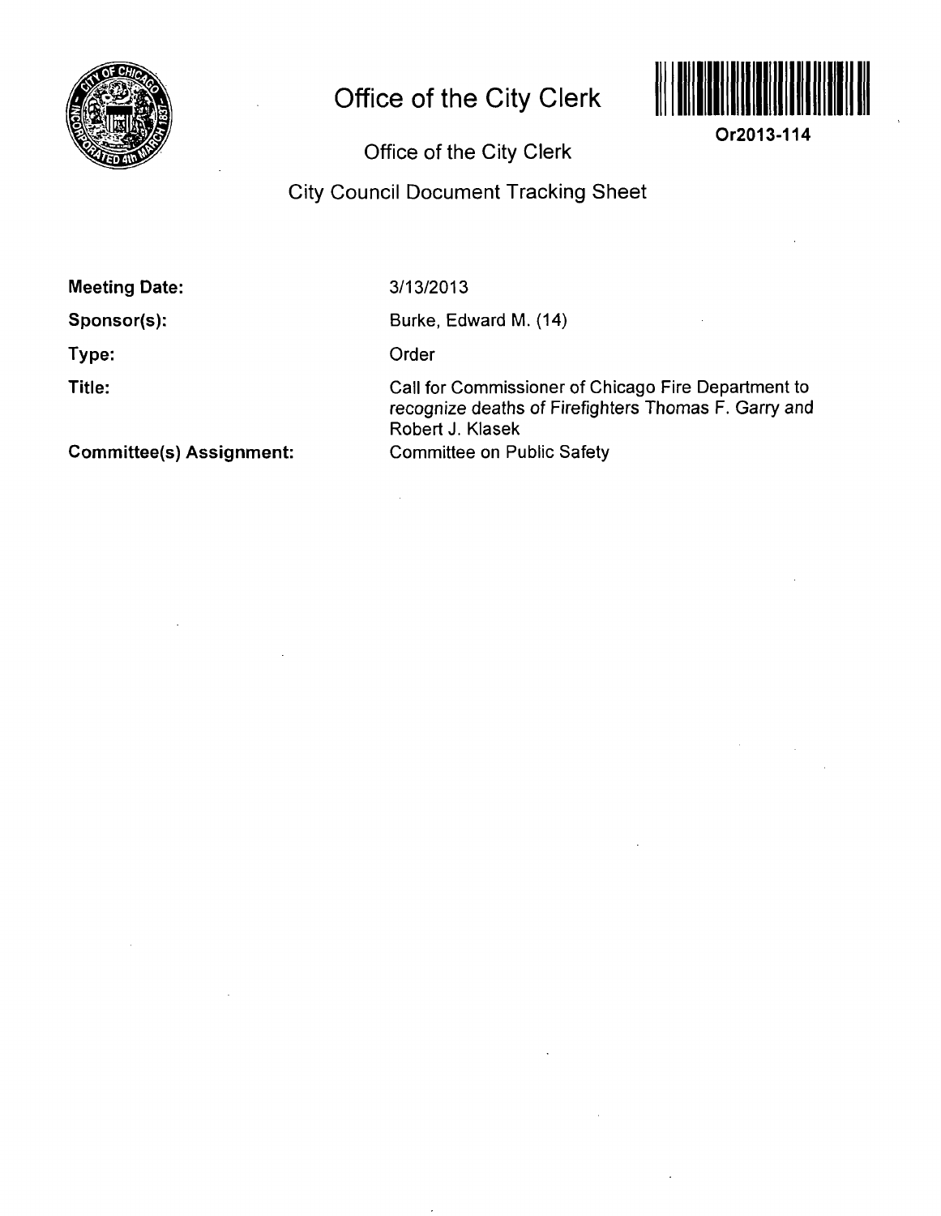# Office of the City Clerk

Or2013-114

## Office of the City Clerk

## City Council Document Tracking Sheet

**Meeting Date:** 3/13/2013

**Sponsor(s):** Burke, Edward M. (14)

**Type:** Order

**Title:** Call for Commissioner of Chicago Fire Department to recognize deaths of Firefighters Thomas F. Garry and Robert J. Klasek

**Committee(s) Assignment:** Committee on Public Safety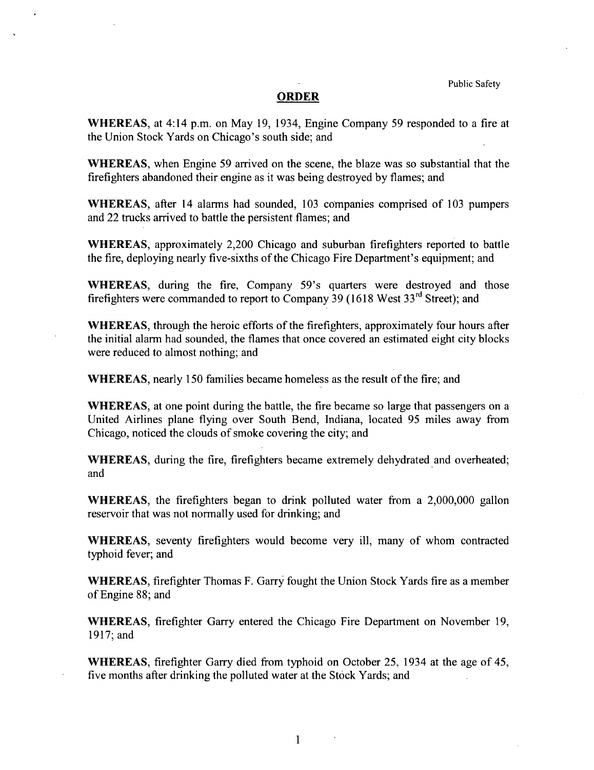Public Safety

## ORDER

**WHEREAS**, at 4:14 p.m. on May 19, 1934, Engine Company 59 responded to a fire at the Union Stock Yards on Chicago's south side; and

**WHEREAS**, when Engine 59 arrived on the scene, the blaze was so substantial that the firefighters abandoned their engine as it was being destroyed by flames; and

**WHEREAS**, after 14 alarms had sounded, 103 companies comprised of 103 pumpers and 22 trucks arrived to battle the persistent flames; and

**WHEREAS**, approximately 2,200 Chicago and suburban firefighters reported to battle the fire, deploying nearly five-sixths of the Chicago Fire Department's equipment; and

**WHEREAS**, during the fire, Company 59's quarters were destroyed and those firefighters were commanded to report to Company 39 (1618 West 33rd Street); and

**WHEREAS**, through the heroic efforts of the firefighters, approximately four hours after the initial alarm had sounded, the flames that once covered an estimated eight city blocks were reduced to almost nothing; and

**WHEREAS**, nearly 150 families became homeless as the result of the fire; and

**WHEREAS**, at one point during the battle, the fire became so large that passengers on a United Airlines plane flying over South Bend, Indiana, located 95 miles away from Chicago, noticed the clouds of smoke covering the city; and

**WHEREAS**, during the fire, firefighters became extremely dehydrated and overheated; and

**WHEREAS**, the firefighters began to drink polluted water from a 2,000,000 gallon reservoir that was not normally used for drinking; and

**WHEREAS**, seventy firefighters would become very ill, many of whom contracted typhoid fever; and

**WHEREAS**, firefighter Thomas F. Garry fought the Union Stock Yards fire as a member of Engine 88; and

**WHEREAS**, firefighter Garry entered the Chicago Fire Department on November 19, 1917; and

**WHEREAS**, firefighter Garry died from typhoid on October 25, 1934 at the age of 45, five months after drinking the polluted water at the Stock Yards; and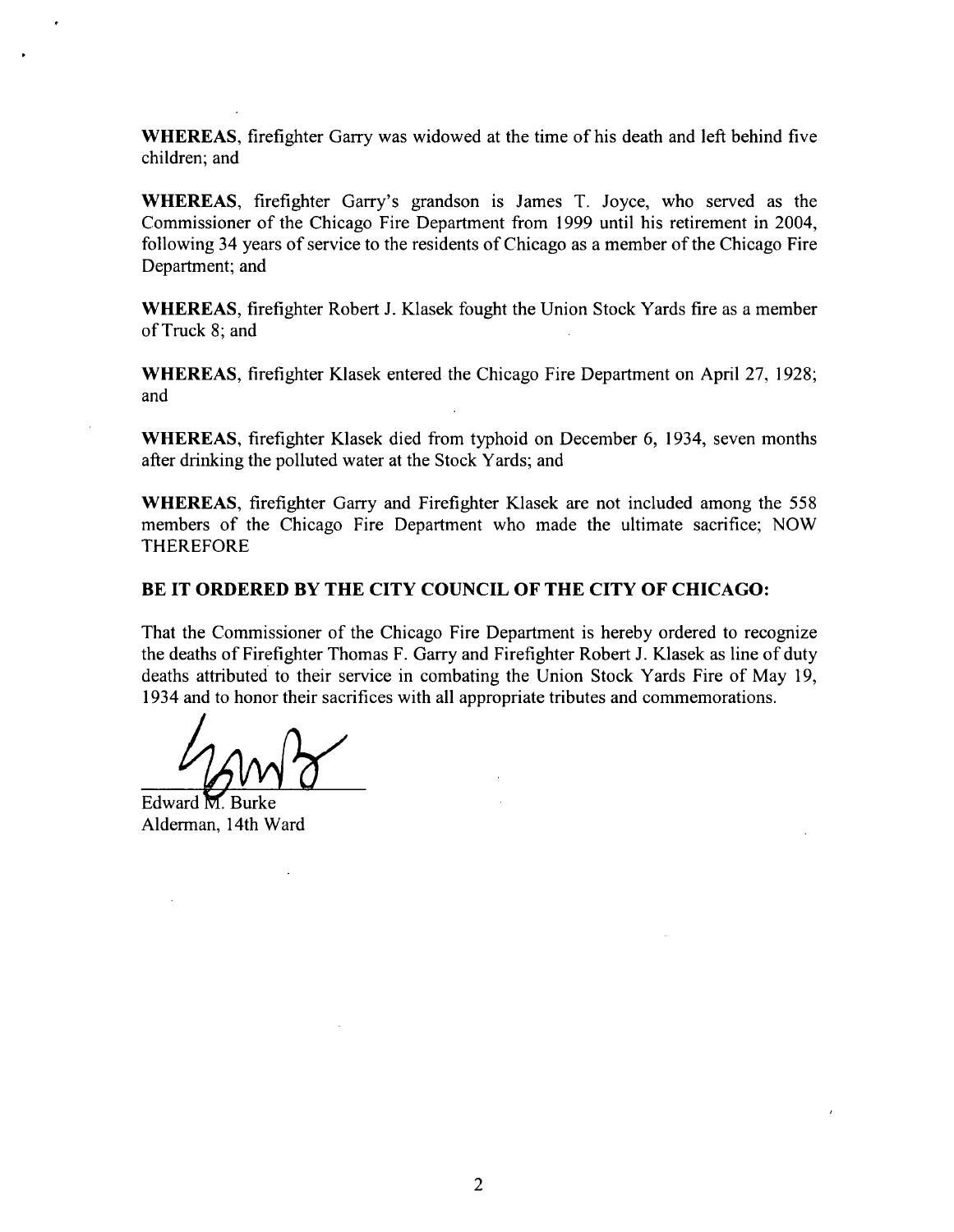**WHEREAS**, firefighter Garry was widowed at the time of his death and left behind five children; and

**WHEREAS**, firefighter Garry's grandson is James T. Joyce, who served as the Commissioner of the Chicago Fire Department from 1999 until his retirement in 2004, following 34 years of service to the residents of Chicago as a member of the Chicago Fire Department; and

**WHEREAS**, firefighter Robert J. Klasek fought the Union Stock Yards fire as a member of Truck 8; and

**WHEREAS**, firefighter Klasek entered the Chicago Fire Department on April 27, 1928; and

**WHEREAS**, firefighter Klasek died from typhoid on December 6, 1934, seven months after drinking the polluted water at the Stock Yards; and

**WHEREAS**, firefighter Garry and Firefighter Klasek are not included among the 558 members of the Chicago Fire Department who made the ultimate sacrifice; NOW THEREFORE

**BE IT ORDERED BY THE CITY COUNCIL OF THE CITY OF CHICAGO:**

That the Commissioner of the Chicago Fire Department is hereby ordered to recognize the deaths of Firefighter Thomas F. Garry and Firefighter Robert J. Klasek as line of duty deaths attributed to their service in combating the Union Stock Yards Fire of May 19, 1934 and to honor their sacrifices with all appropriate tributes and commemorations.

Edward M. Burke
Alderman, 14th Ward